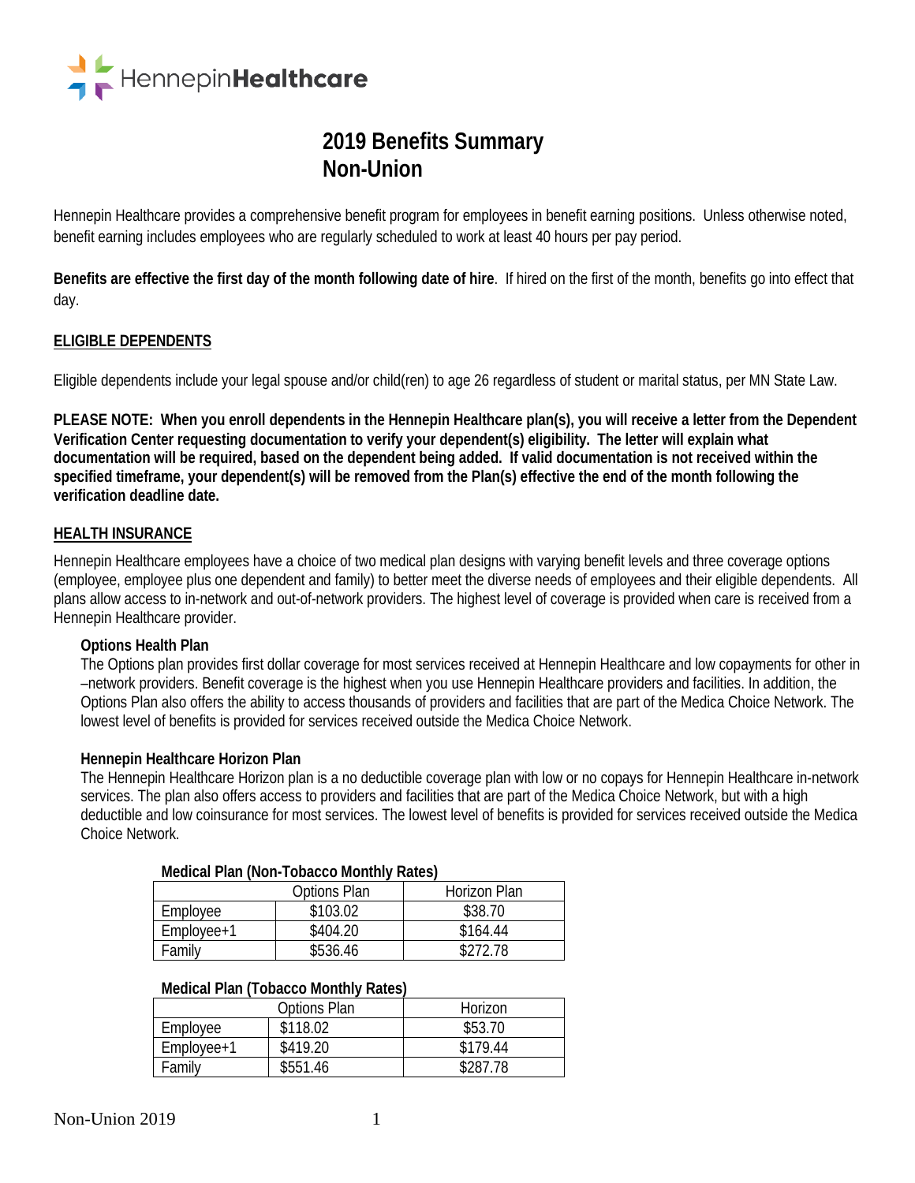HennepinHealthcare

# 2019 Benefits Summary
# Non-Union

Hennepin Healthcare provides a comprehensive benefit program for employees in benefit earning positions. Unless otherwise noted, benefit earning includes employees who are regularly scheduled to work at least 40 hours per pay period.

**Benefits are effective the first day of the month following date of hire**. If hired on the first of the month, benefits go into effect that day.

## ELIGIBLE DEPENDENTS

Eligible dependents include your legal spouse and/or child(ren) to age 26 regardless of student or marital status, per MN State Law.

**PLEASE NOTE: When you enroll dependents in the Hennepin Healthcare plan(s), you will receive a letter from the Dependent Verification Center requesting documentation to verify your dependent(s) eligibility. The letter will explain what documentation will be required, based on the dependent being added. If valid documentation is not received within the specified timeframe, your dependent(s) will be removed from the Plan(s) effective the end of the month following the verification deadline date.**

## HEALTH INSURANCE

Hennepin Healthcare employees have a choice of two medical plan designs with varying benefit levels and three coverage options (employee, employee plus one dependent and family) to better meet the diverse needs of employees and their eligible dependents. All plans allow access to in-network and out-of-network providers. The highest level of coverage is provided when care is received from a Hennepin Healthcare provider.

### Options Health Plan

The Options plan provides first dollar coverage for most services received at Hennepin Healthcare and low copayments for other in –network providers. Benefit coverage is the highest when you use Hennepin Healthcare providers and facilities. In addition, the Options Plan also offers the ability to access thousands of providers and facilities that are part of the Medica Choice Network. The lowest level of benefits is provided for services received outside the Medica Choice Network.

### Hennepin Healthcare Horizon Plan

The Hennepin Healthcare Horizon plan is a no deductible coverage plan with low or no copays for Hennepin Healthcare in-network services. The plan also offers access to providers and facilities that are part of the Medica Choice Network, but with a high deductible and low coinsurance for most services. The lowest level of benefits is provided for services received outside the Medica Choice Network.

**Medical Plan (Non-Tobacco Monthly Rates)**

| | Options Plan | Horizon Plan |
|---|---|---|
| Employee | $103.02 | $38.70 |
| Employee+1 | $404.20 | $164.44 |
| Family | $536.46 | $272.78 |

**Medical Plan (Tobacco Monthly Rates)**

| | Options Plan | Horizon |
|---|---|---|
| Employee | $118.02 | $53.70 |
| Employee+1 | $419.20 | $179.44 |
| Family | $551.46 | $287.78 |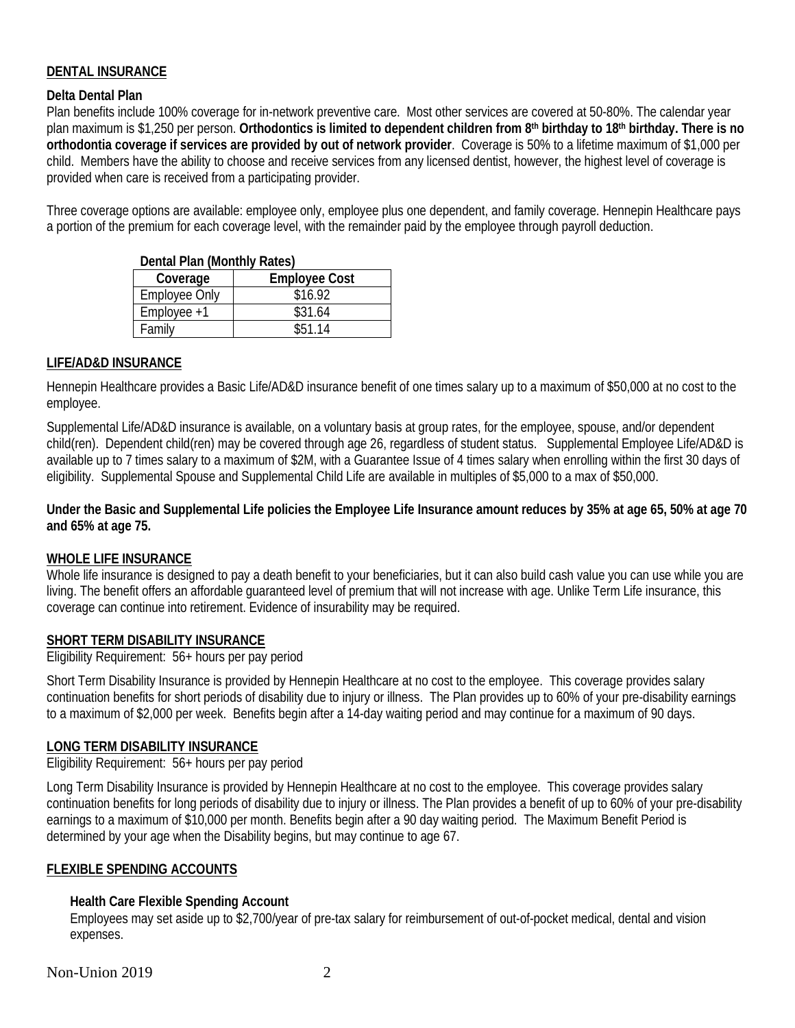## DENTAL INSURANCE

### Delta Dental Plan

Plan benefits include 100% coverage for in-network preventive care. Most other services are covered at 50-80%. The calendar year plan maximum is $1,250 per person. **Orthodontics is limited to dependent children from 8th birthday to 18th birthday. There is no orthodontia coverage if services are provided by out of network provider**. Coverage is 50% to a lifetime maximum of $1,000 per child. Members have the ability to choose and receive services from any licensed dentist, however, the highest level of coverage is provided when care is received from a participating provider.

Three coverage options are available: employee only, employee plus one dependent, and family coverage. Hennepin Healthcare pays a portion of the premium for each coverage level, with the remainder paid by the employee through payroll deduction.

**Dental Plan (Monthly Rates)**

| Coverage | Employee Cost |
| --- | --- |
| Employee Only | $16.92 |
| Employee +1 | $31.64 |
| Family | $51.14 |

## LIFE/AD&D INSURANCE

Hennepin Healthcare provides a Basic Life/AD&D insurance benefit of one times salary up to a maximum of $50,000 at no cost to the employee.

Supplemental Life/AD&D insurance is available, on a voluntary basis at group rates, for the employee, spouse, and/or dependent child(ren). Dependent child(ren) may be covered through age 26, regardless of student status. Supplemental Employee Life/AD&D is available up to 7 times salary to a maximum of $2M, with a Guarantee Issue of 4 times salary when enrolling within the first 30 days of eligibility. Supplemental Spouse and Supplemental Child Life are available in multiples of $5,000 to a max of $50,000.

**Under the Basic and Supplemental Life policies the Employee Life Insurance amount reduces by 35% at age 65, 50% at age 70 and 65% at age 75.**

## WHOLE LIFE INSURANCE

Whole life insurance is designed to pay a death benefit to your beneficiaries, but it can also build cash value you can use while you are living. The benefit offers an affordable guaranteed level of premium that will not increase with age. Unlike Term Life insurance, this coverage can continue into retirement. Evidence of insurability may be required.

## SHORT TERM DISABILITY INSURANCE

Eligibility Requirement: 56+ hours per pay period

Short Term Disability Insurance is provided by Hennepin Healthcare at no cost to the employee. This coverage provides salary continuation benefits for short periods of disability due to injury or illness. The Plan provides up to 60% of your pre-disability earnings to a maximum of $2,000 per week. Benefits begin after a 14-day waiting period and may continue for a maximum of 90 days.

## LONG TERM DISABILITY INSURANCE

Eligibility Requirement: 56+ hours per pay period

Long Term Disability Insurance is provided by Hennepin Healthcare at no cost to the employee. This coverage provides salary continuation benefits for long periods of disability due to injury or illness. The Plan provides a benefit of up to 60% of your pre-disability earnings to a maximum of $10,000 per month. Benefits begin after a 90 day waiting period. The Maximum Benefit Period is determined by your age when the Disability begins, but may continue to age 67.

## FLEXIBLE SPENDING ACCOUNTS

### Health Care Flexible Spending Account

Employees may set aside up to $2,700/year of pre-tax salary for reimbursement of out-of-pocket medical, dental and vision expenses.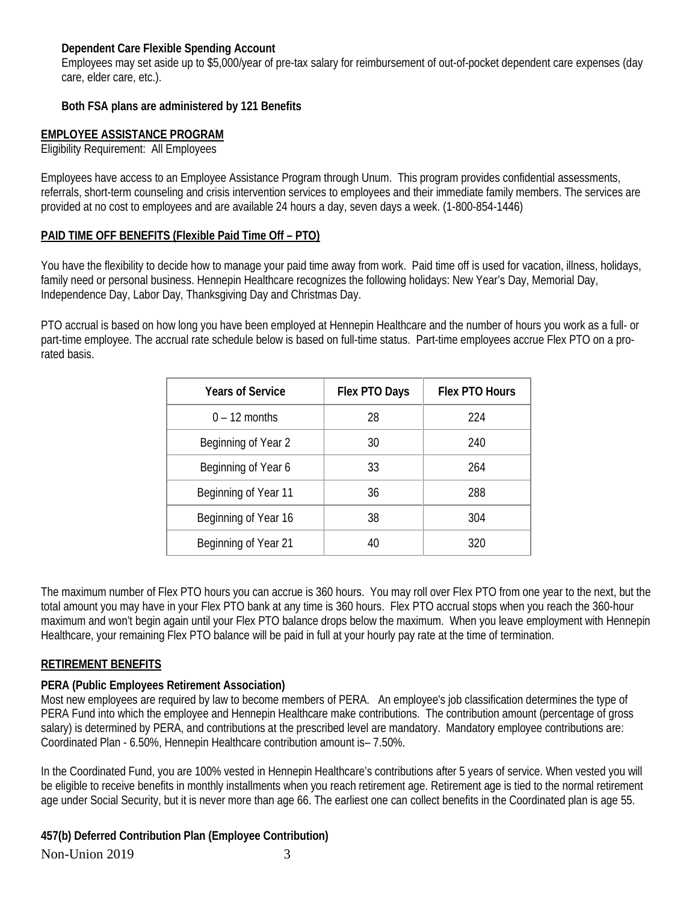**Dependent Care Flexible Spending Account**

Employees may set aside up to $5,000/year of pre-tax salary for reimbursement of out-of-pocket dependent care expenses (day care, elder care, etc.).

**Both FSA plans are administered by 121 Benefits**

## EMPLOYEE ASSISTANCE PROGRAM

Eligibility Requirement: All Employees

Employees have access to an Employee Assistance Program through Unum. This program provides confidential assessments, referrals, short-term counseling and crisis intervention services to employees and their immediate family members. The services are provided at no cost to employees and are available 24 hours a day, seven days a week. (1-800-854-1446)

## PAID TIME OFF BENEFITS (Flexible Paid Time Off – PTO)

You have the flexibility to decide how to manage your paid time away from work. Paid time off is used for vacation, illness, holidays, family need or personal business. Hennepin Healthcare recognizes the following holidays: New Year's Day, Memorial Day, Independence Day, Labor Day, Thanksgiving Day and Christmas Day.

PTO accrual is based on how long you have been employed at Hennepin Healthcare and the number of hours you work as a full- or part-time employee. The accrual rate schedule below is based on full-time status. Part-time employees accrue Flex PTO on a pro-rated basis.

| Years of Service | Flex PTO Days | Flex PTO Hours |
|---|---|---|
| 0 – 12 months | 28 | 224 |
| Beginning of Year 2 | 30 | 240 |
| Beginning of Year 6 | 33 | 264 |
| Beginning of Year 11 | 36 | 288 |
| Beginning of Year 16 | 38 | 304 |
| Beginning of Year 21 | 40 | 320 |

The maximum number of Flex PTO hours you can accrue is 360 hours. You may roll over Flex PTO from one year to the next, but the total amount you may have in your Flex PTO bank at any time is 360 hours. Flex PTO accrual stops when you reach the 360-hour maximum and won't begin again until your Flex PTO balance drops below the maximum. When you leave employment with Hennepin Healthcare, your remaining Flex PTO balance will be paid in full at your hourly pay rate at the time of termination.

## RETIREMENT BENEFITS

**PERA (Public Employees Retirement Association)**

Most new employees are required by law to become members of PERA. An employee's job classification determines the type of PERA Fund into which the employee and Hennepin Healthcare make contributions. The contribution amount (percentage of gross salary) is determined by PERA, and contributions at the prescribed level are mandatory. Mandatory employee contributions are: Coordinated Plan - 6.50%, Hennepin Healthcare contribution amount is– 7.50%.

In the Coordinated Fund, you are 100% vested in Hennepin Healthcare's contributions after 5 years of service. When vested you will be eligible to receive benefits in monthly installments when you reach retirement age. Retirement age is tied to the normal retirement age under Social Security, but it is never more than age 66. The earliest one can collect benefits in the Coordinated plan is age 55.

**457(b) Deferred Contribution Plan (Employee Contribution)**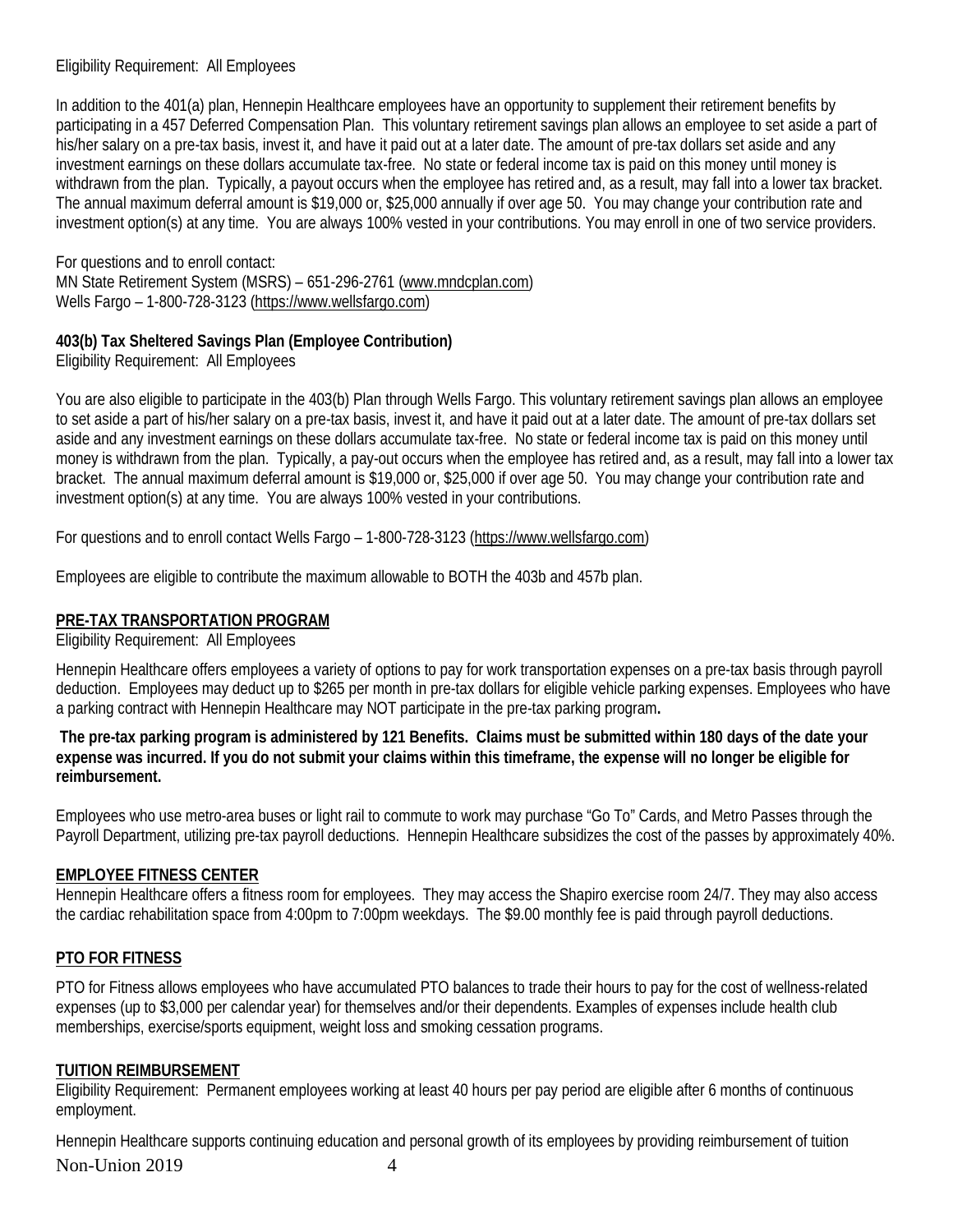Eligibility Requirement: All Employees

In addition to the 401(a) plan, Hennepin Healthcare employees have an opportunity to supplement their retirement benefits by participating in a 457 Deferred Compensation Plan. This voluntary retirement savings plan allows an employee to set aside a part of his/her salary on a pre-tax basis, invest it, and have it paid out at a later date. The amount of pre-tax dollars set aside and any investment earnings on these dollars accumulate tax-free. No state or federal income tax is paid on this money until money is withdrawn from the plan. Typically, a payout occurs when the employee has retired and, as a result, may fall into a lower tax bracket. The annual maximum deferral amount is $19,000 or, $25,000 annually if over age 50. You may change your contribution rate and investment option(s) at any time. You are always 100% vested in your contributions. You may enroll in one of two service providers.

For questions and to enroll contact:
MN State Retirement System (MSRS) – 651-296-2761 (www.mndcplan.com)
Wells Fargo – 1-800-728-3123 (https://www.wellsfargo.com)

**403(b) Tax Sheltered Savings Plan (Employee Contribution)**
Eligibility Requirement: All Employees

You are also eligible to participate in the 403(b) Plan through Wells Fargo. This voluntary retirement savings plan allows an employee to set aside a part of his/her salary on a pre-tax basis, invest it, and have it paid out at a later date. The amount of pre-tax dollars set aside and any investment earnings on these dollars accumulate tax-free. No state or federal income tax is paid on this money until money is withdrawn from the plan. Typically, a pay-out occurs when the employee has retired and, as a result, may fall into a lower tax bracket. The annual maximum deferral amount is $19,000 or, $25,000 if over age 50. You may change your contribution rate and investment option(s) at any time. You are always 100% vested in your contributions.

For questions and to enroll contact Wells Fargo – 1-800-728-3123 (https://www.wellsfargo.com)

Employees are eligible to contribute the maximum allowable to BOTH the 403b and 457b plan.

## PRE-TAX TRANSPORTATION PROGRAM

Eligibility Requirement: All Employees

Hennepin Healthcare offers employees a variety of options to pay for work transportation expenses on a pre-tax basis through payroll deduction. Employees may deduct up to $265 per month in pre-tax dollars for eligible vehicle parking expenses. Employees who have a parking contract with Hennepin Healthcare may NOT participate in the pre-tax parking program**.**

**The pre-tax parking program is administered by 121 Benefits. Claims must be submitted within 180 days of the date your expense was incurred. If you do not submit your claims within this timeframe, the expense will no longer be eligible for reimbursement.**

Employees who use metro-area buses or light rail to commute to work may purchase "Go To" Cards, and Metro Passes through the Payroll Department, utilizing pre-tax payroll deductions. Hennepin Healthcare subsidizes the cost of the passes by approximately 40%.

## EMPLOYEE FITNESS CENTER

Hennepin Healthcare offers a fitness room for employees. They may access the Shapiro exercise room 24/7. They may also access the cardiac rehabilitation space from 4:00pm to 7:00pm weekdays. The $9.00 monthly fee is paid through payroll deductions.

## PTO FOR FITNESS

PTO for Fitness allows employees who have accumulated PTO balances to trade their hours to pay for the cost of wellness-related expenses (up to $3,000 per calendar year) for themselves and/or their dependents. Examples of expenses include health club memberships, exercise/sports equipment, weight loss and smoking cessation programs.

## TUITION REIMBURSEMENT

Eligibility Requirement: Permanent employees working at least 40 hours per pay period are eligible after 6 months of continuous employment.

Hennepin Healthcare supports continuing education and personal growth of its employees by providing reimbursement of tuition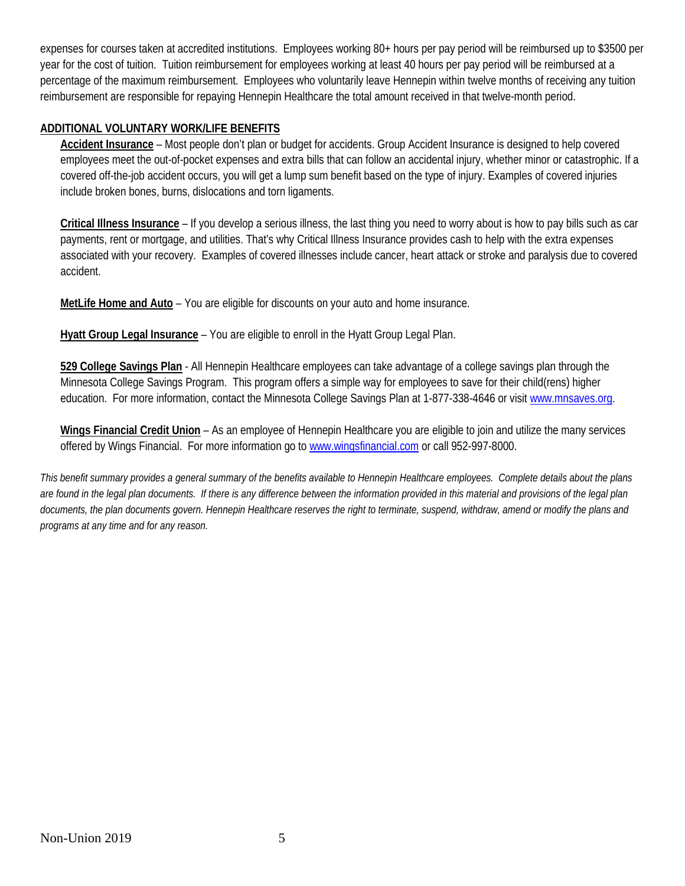expenses for courses taken at accredited institutions. Employees working 80+ hours per pay period will be reimbursed up to $3500 per year for the cost of tuition. Tuition reimbursement for employees working at least 40 hours per pay period will be reimbursed at a percentage of the maximum reimbursement. Employees who voluntarily leave Hennepin within twelve months of receiving any tuition reimbursement are responsible for repaying Hennepin Healthcare the total amount received in that twelve-month period.

## ADDITIONAL VOLUNTARY WORK/LIFE BENEFITS

**Accident Insurance** – Most people don't plan or budget for accidents. Group Accident Insurance is designed to help covered employees meet the out-of-pocket expenses and extra bills that can follow an accidental injury, whether minor or catastrophic. If a covered off-the-job accident occurs, you will get a lump sum benefit based on the type of injury. Examples of covered injuries include broken bones, burns, dislocations and torn ligaments.

**Critical Illness Insurance** – If you develop a serious illness, the last thing you need to worry about is how to pay bills such as car payments, rent or mortgage, and utilities. That's why Critical Illness Insurance provides cash to help with the extra expenses associated with your recovery. Examples of covered illnesses include cancer, heart attack or stroke and paralysis due to covered accident.

**MetLife Home and Auto** – You are eligible for discounts on your auto and home insurance.

**Hyatt Group Legal Insurance** – You are eligible to enroll in the Hyatt Group Legal Plan.

**529 College Savings Plan** - All Hennepin Healthcare employees can take advantage of a college savings plan through the Minnesota College Savings Program. This program offers a simple way for employees to save for their child(rens) higher education. For more information, contact the Minnesota College Savings Plan at 1-877-338-4646 or visit www.mnsaves.org.

**Wings Financial Credit Union** – As an employee of Hennepin Healthcare you are eligible to join and utilize the many services offered by Wings Financial. For more information go to www.wingsfinancial.com or call 952-997-8000.

*This benefit summary provides a general summary of the benefits available to Hennepin Healthcare employees. Complete details about the plans are found in the legal plan documents. If there is any difference between the information provided in this material and provisions of the legal plan documents, the plan documents govern. Hennepin Healthcare reserves the right to terminate, suspend, withdraw, amend or modify the plans and programs at any time and for any reason.*